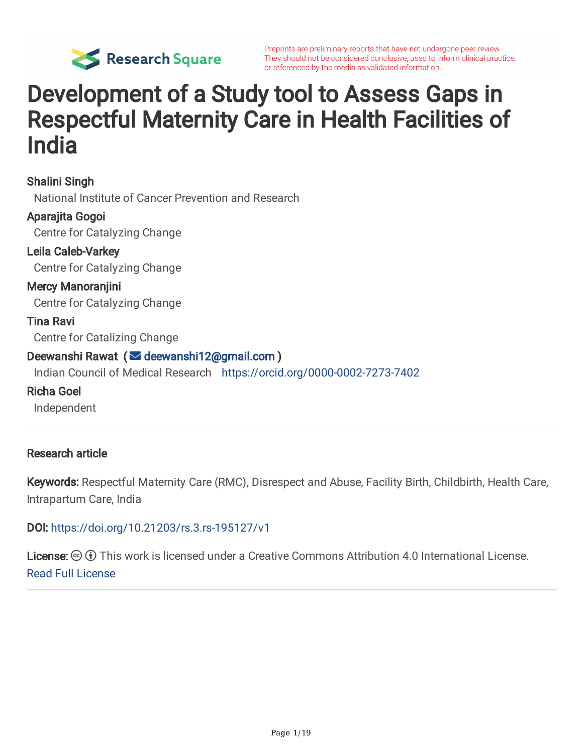Preprints are preliminary reports that have not undergone peer review. They should not be considered conclusive, used to inform clinical practice, or referenced by the media as validated information.

# Development of a Study tool to Assess Gaps in Respectful Maternity Care in Health Facilities of India

**Shalini Singh**
National Institute of Cancer Prevention and Research

**Aparajita Gogoi**
Centre for Catalyzing Change

**Leila Caleb-Varkey**
Centre for Catalyzing Change

**Mercy Manoranjini**
Centre for Catalyzing Change

**Tina Ravi**
Centre for Catalizing Change

**Deewanshi Rawat** ( deewanshi12@gmail.com )
Indian Council of Medical Research https://orcid.org/0000-0002-7273-7402

**Richa Goel**
Independent

---

**Research article**

**Keywords:** Respectful Maternity Care (RMC), Disrespect and Abuse, Facility Birth, Childbirth, Health Care, Intrapartum Care, India

**DOI:** https://doi.org/10.21203/rs.3.rs-195127/v1

**License:** This work is licensed under a Creative Commons Attribution 4.0 International License. Read Full License

---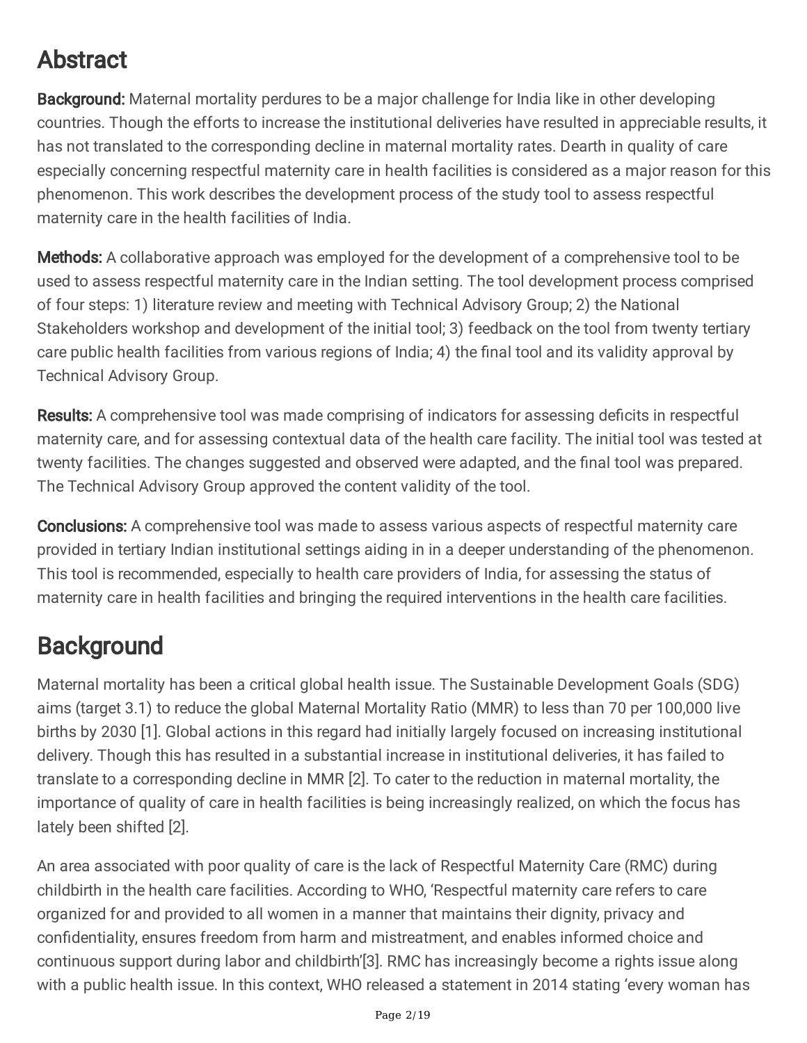# Abstract

**Background:** Maternal mortality perdures to be a major challenge for India like in other developing countries. Though the efforts to increase the institutional deliveries have resulted in appreciable results, it has not translated to the corresponding decline in maternal mortality rates. Dearth in quality of care especially concerning respectful maternity care in health facilities is considered as a major reason for this phenomenon. This work describes the development process of the study tool to assess respectful maternity care in the health facilities of India.

**Methods:** A collaborative approach was employed for the development of a comprehensive tool to be used to assess respectful maternity care in the Indian setting. The tool development process comprised of four steps: 1) literature review and meeting with Technical Advisory Group; 2) the National Stakeholders workshop and development of the initial tool; 3) feedback on the tool from twenty tertiary care public health facilities from various regions of India; 4) the final tool and its validity approval by Technical Advisory Group.

**Results:** A comprehensive tool was made comprising of indicators for assessing deficits in respectful maternity care, and for assessing contextual data of the health care facility. The initial tool was tested at twenty facilities. The changes suggested and observed were adapted, and the final tool was prepared. The Technical Advisory Group approved the content validity of the tool.

**Conclusions:** A comprehensive tool was made to assess various aspects of respectful maternity care provided in tertiary Indian institutional settings aiding in in a deeper understanding of the phenomenon. This tool is recommended, especially to health care providers of India, for assessing the status of maternity care in health facilities and bringing the required interventions in the health care facilities.

# Background

Maternal mortality has been a critical global health issue. The Sustainable Development Goals (SDG) aims (target 3.1) to reduce the global Maternal Mortality Ratio (MMR) to less than 70 per 100,000 live births by 2030 [1]. Global actions in this regard had initially largely focused on increasing institutional delivery. Though this has resulted in a substantial increase in institutional deliveries, it has failed to translate to a corresponding decline in MMR [2]. To cater to the reduction in maternal mortality, the importance of quality of care in health facilities is being increasingly realized, on which the focus has lately been shifted [2].

An area associated with poor quality of care is the lack of Respectful Maternity Care (RMC) during childbirth in the health care facilities. According to WHO, 'Respectful maternity care refers to care organized for and provided to all women in a manner that maintains their dignity, privacy and confidentiality, ensures freedom from harm and mistreatment, and enables informed choice and continuous support during labor and childbirth'[3]. RMC has increasingly become a rights issue along with a public health issue. In this context, WHO released a statement in 2014 stating 'every woman has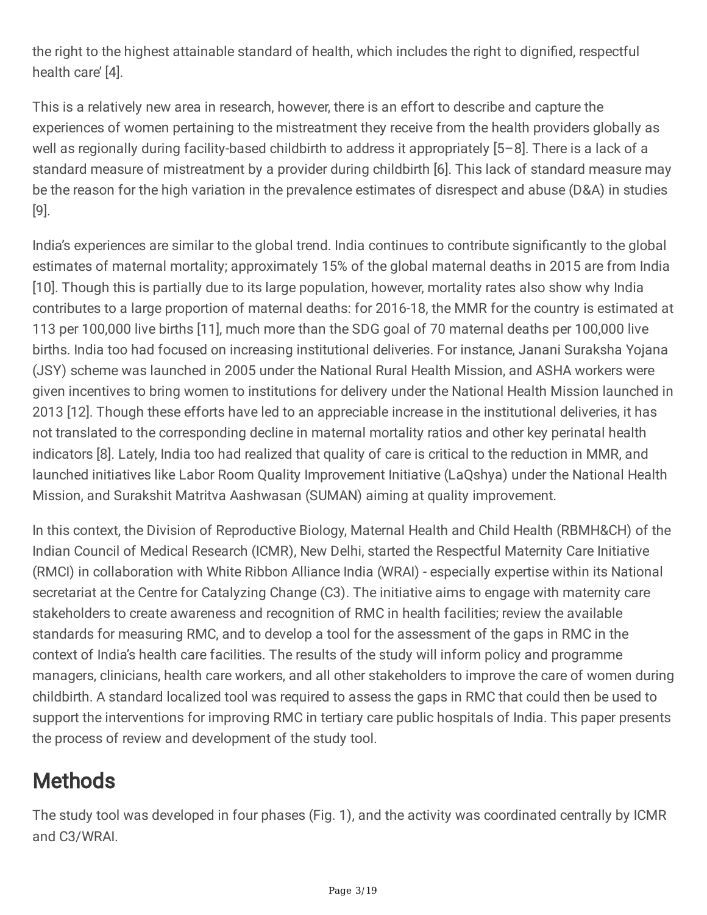the right to the highest attainable standard of health, which includes the right to dignified, respectful health care' [4].

This is a relatively new area in research, however, there is an effort to describe and capture the experiences of women pertaining to the mistreatment they receive from the health providers globally as well as regionally during facility-based childbirth to address it appropriately [5–8]. There is a lack of a standard measure of mistreatment by a provider during childbirth [6]. This lack of standard measure may be the reason for the high variation in the prevalence estimates of disrespect and abuse (D&A) in studies [9].

India's experiences are similar to the global trend. India continues to contribute significantly to the global estimates of maternal mortality; approximately 15% of the global maternal deaths in 2015 are from India [10]. Though this is partially due to its large population, however, mortality rates also show why India contributes to a large proportion of maternal deaths: for 2016-18, the MMR for the country is estimated at 113 per 100,000 live births [11], much more than the SDG goal of 70 maternal deaths per 100,000 live births. India too had focused on increasing institutional deliveries. For instance, Janani Suraksha Yojana (JSY) scheme was launched in 2005 under the National Rural Health Mission, and ASHA workers were given incentives to bring women to institutions for delivery under the National Health Mission launched in 2013 [12]. Though these efforts have led to an appreciable increase in the institutional deliveries, it has not translated to the corresponding decline in maternal mortality ratios and other key perinatal health indicators [8]. Lately, India too had realized that quality of care is critical to the reduction in MMR, and launched initiatives like Labor Room Quality Improvement Initiative (LaQshya) under the National Health Mission, and Surakshit Matritva Aashwasan (SUMAN) aiming at quality improvement.

In this context, the Division of Reproductive Biology, Maternal Health and Child Health (RBMH&CH) of the Indian Council of Medical Research (ICMR), New Delhi, started the Respectful Maternity Care Initiative (RMCI) in collaboration with White Ribbon Alliance India (WRAI) - especially expertise within its National secretariat at the Centre for Catalyzing Change (C3). The initiative aims to engage with maternity care stakeholders to create awareness and recognition of RMC in health facilities; review the available standards for measuring RMC, and to develop a tool for the assessment of the gaps in RMC in the context of India's health care facilities. The results of the study will inform policy and programme managers, clinicians, health care workers, and all other stakeholders to improve the care of women during childbirth. A standard localized tool was required to assess the gaps in RMC that could then be used to support the interventions for improving RMC in tertiary care public hospitals of India. This paper presents the process of review and development of the study tool.

# Methods

The study tool was developed in four phases (Fig. 1), and the activity was coordinated centrally by ICMR and C3/WRAI.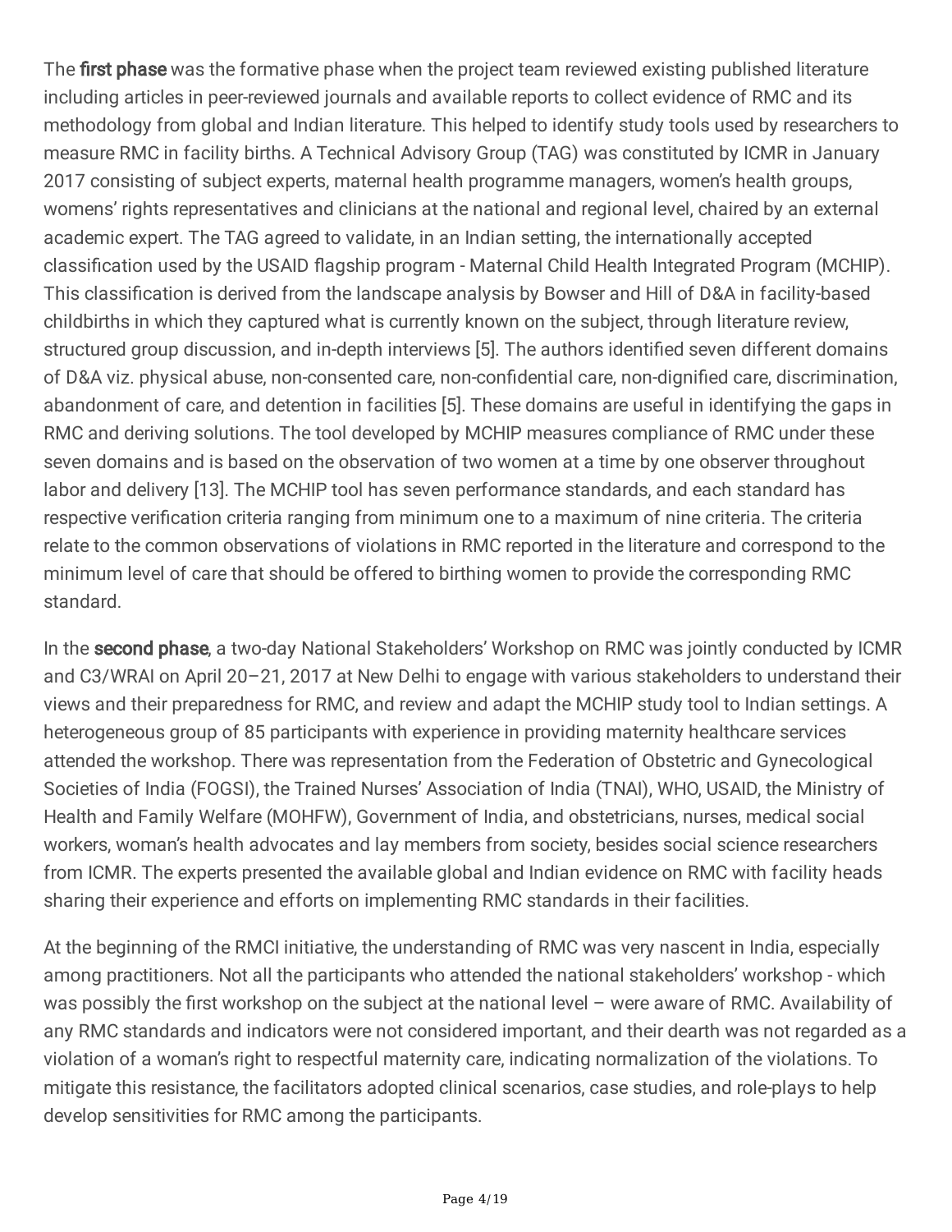The **first phase** was the formative phase when the project team reviewed existing published literature including articles in peer-reviewed journals and available reports to collect evidence of RMC and its methodology from global and Indian literature. This helped to identify study tools used by researchers to measure RMC in facility births. A Technical Advisory Group (TAG) was constituted by ICMR in January 2017 consisting of subject experts, maternal health programme managers, women's health groups, womens' rights representatives and clinicians at the national and regional level, chaired by an external academic expert. The TAG agreed to validate, in an Indian setting, the internationally accepted classification used by the USAID flagship program - Maternal Child Health Integrated Program (MCHIP). This classification is derived from the landscape analysis by Bowser and Hill of D&A in facility-based childbirths in which they captured what is currently known on the subject, through literature review, structured group discussion, and in-depth interviews [5]. The authors identified seven different domains of D&A viz. physical abuse, non-consented care, non-confidential care, non-dignified care, discrimination, abandonment of care, and detention in facilities [5]. These domains are useful in identifying the gaps in RMC and deriving solutions. The tool developed by MCHIP measures compliance of RMC under these seven domains and is based on the observation of two women at a time by one observer throughout labor and delivery [13]. The MCHIP tool has seven performance standards, and each standard has respective verification criteria ranging from minimum one to a maximum of nine criteria. The criteria relate to the common observations of violations in RMC reported in the literature and correspond to the minimum level of care that should be offered to birthing women to provide the corresponding RMC standard.

In the **second phase**, a two-day National Stakeholders' Workshop on RMC was jointly conducted by ICMR and C3/WRAI on April 20–21, 2017 at New Delhi to engage with various stakeholders to understand their views and their preparedness for RMC, and review and adapt the MCHIP study tool to Indian settings. A heterogeneous group of 85 participants with experience in providing maternity healthcare services attended the workshop. There was representation from the Federation of Obstetric and Gynecological Societies of India (FOGSI), the Trained Nurses' Association of India (TNAI), WHO, USAID, the Ministry of Health and Family Welfare (MOHFW), Government of India, and obstetricians, nurses, medical social workers, woman's health advocates and lay members from society, besides social science researchers from ICMR. The experts presented the available global and Indian evidence on RMC with facility heads sharing their experience and efforts on implementing RMC standards in their facilities.

At the beginning of the RMCI initiative, the understanding of RMC was very nascent in India, especially among practitioners. Not all the participants who attended the national stakeholders' workshop - which was possibly the first workshop on the subject at the national level – were aware of RMC. Availability of any RMC standards and indicators were not considered important, and their dearth was not regarded as a violation of a woman's right to respectful maternity care, indicating normalization of the violations. To mitigate this resistance, the facilitators adopted clinical scenarios, case studies, and role-plays to help develop sensitivities for RMC among the participants.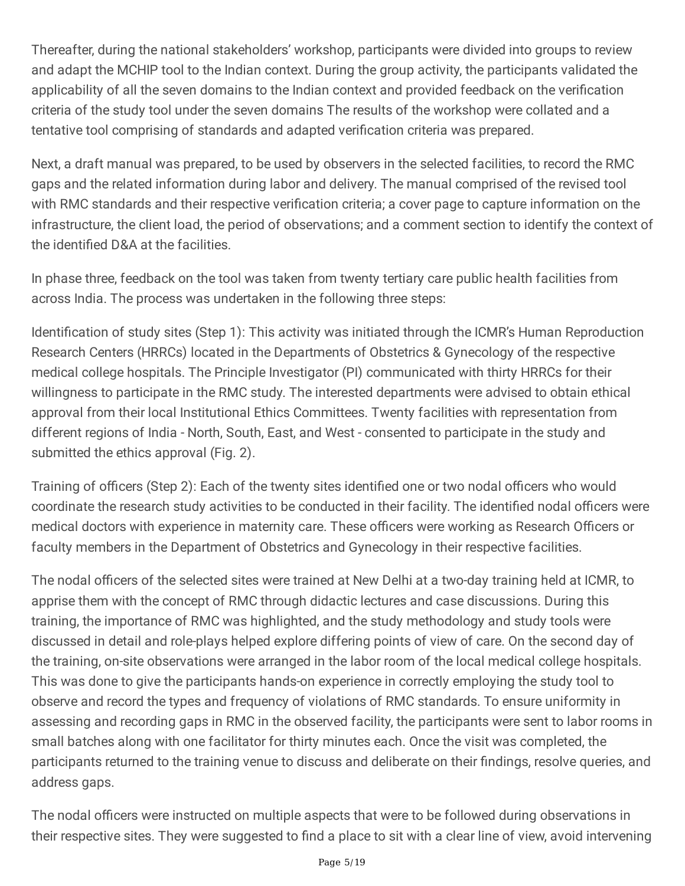Thereafter, during the national stakeholders' workshop, participants were divided into groups to review and adapt the MCHIP tool to the Indian context. During the group activity, the participants validated the applicability of all the seven domains to the Indian context and provided feedback on the verification criteria of the study tool under the seven domains The results of the workshop were collated and a tentative tool comprising of standards and adapted verification criteria was prepared.

Next, a draft manual was prepared, to be used by observers in the selected facilities, to record the RMC gaps and the related information during labor and delivery. The manual comprised of the revised tool with RMC standards and their respective verification criteria; a cover page to capture information on the infrastructure, the client load, the period of observations; and a comment section to identify the context of the identified D&A at the facilities.

In phase three, feedback on the tool was taken from twenty tertiary care public health facilities from across India. The process was undertaken in the following three steps:

Identification of study sites (Step 1): This activity was initiated through the ICMR's Human Reproduction Research Centers (HRRCs) located in the Departments of Obstetrics & Gynecology of the respective medical college hospitals. The Principle Investigator (PI) communicated with thirty HRRCs for their willingness to participate in the RMC study. The interested departments were advised to obtain ethical approval from their local Institutional Ethics Committees. Twenty facilities with representation from different regions of India - North, South, East, and West - consented to participate in the study and submitted the ethics approval (Fig. 2).

Training of officers (Step 2): Each of the twenty sites identified one or two nodal officers who would coordinate the research study activities to be conducted in their facility. The identified nodal officers were medical doctors with experience in maternity care. These officers were working as Research Officers or faculty members in the Department of Obstetrics and Gynecology in their respective facilities.

The nodal officers of the selected sites were trained at New Delhi at a two-day training held at ICMR, to apprise them with the concept of RMC through didactic lectures and case discussions. During this training, the importance of RMC was highlighted, and the study methodology and study tools were discussed in detail and role-plays helped explore differing points of view of care. On the second day of the training, on-site observations were arranged in the labor room of the local medical college hospitals. This was done to give the participants hands-on experience in correctly employing the study tool to observe and record the types and frequency of violations of RMC standards. To ensure uniformity in assessing and recording gaps in RMC in the observed facility, the participants were sent to labor rooms in small batches along with one facilitator for thirty minutes each. Once the visit was completed, the participants returned to the training venue to discuss and deliberate on their findings, resolve queries, and address gaps.

The nodal officers were instructed on multiple aspects that were to be followed during observations in their respective sites. They were suggested to find a place to sit with a clear line of view, avoid intervening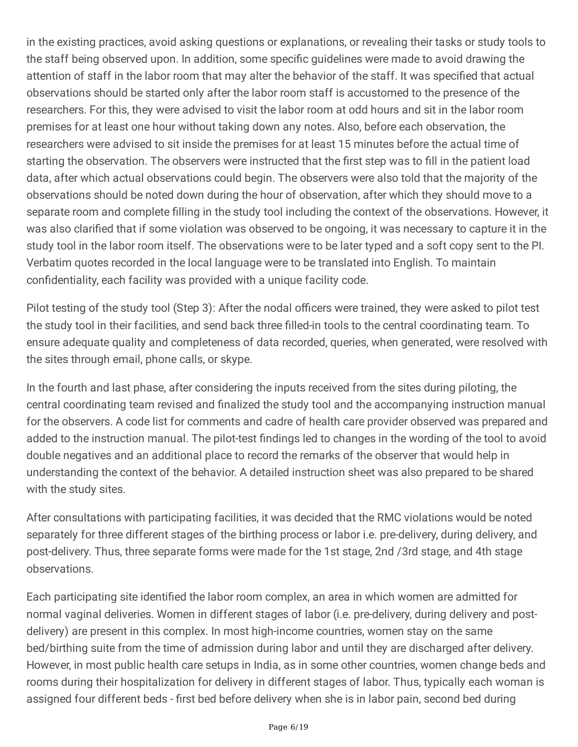in the existing practices, avoid asking questions or explanations, or revealing their tasks or study tools to the staff being observed upon. In addition, some specific guidelines were made to avoid drawing the attention of staff in the labor room that may alter the behavior of the staff. It was specified that actual observations should be started only after the labor room staff is accustomed to the presence of the researchers. For this, they were advised to visit the labor room at odd hours and sit in the labor room premises for at least one hour without taking down any notes. Also, before each observation, the researchers were advised to sit inside the premises for at least 15 minutes before the actual time of starting the observation. The observers were instructed that the first step was to fill in the patient load data, after which actual observations could begin. The observers were also told that the majority of the observations should be noted down during the hour of observation, after which they should move to a separate room and complete filling in the study tool including the context of the observations. However, it was also clarified that if some violation was observed to be ongoing, it was necessary to capture it in the study tool in the labor room itself. The observations were to be later typed and a soft copy sent to the PI. Verbatim quotes recorded in the local language were to be translated into English. To maintain confidentiality, each facility was provided with a unique facility code.

Pilot testing of the study tool (Step 3): After the nodal officers were trained, they were asked to pilot test the study tool in their facilities, and send back three filled-in tools to the central coordinating team. To ensure adequate quality and completeness of data recorded, queries, when generated, were resolved with the sites through email, phone calls, or skype.

In the fourth and last phase, after considering the inputs received from the sites during piloting, the central coordinating team revised and finalized the study tool and the accompanying instruction manual for the observers. A code list for comments and cadre of health care provider observed was prepared and added to the instruction manual. The pilot-test findings led to changes in the wording of the tool to avoid double negatives and an additional place to record the remarks of the observer that would help in understanding the context of the behavior. A detailed instruction sheet was also prepared to be shared with the study sites.

After consultations with participating facilities, it was decided that the RMC violations would be noted separately for three different stages of the birthing process or labor i.e. pre-delivery, during delivery, and post-delivery. Thus, three separate forms were made for the 1st stage, 2nd /3rd stage, and 4th stage observations.

Each participating site identified the labor room complex, an area in which women are admitted for normal vaginal deliveries. Women in different stages of labor (i.e. pre-delivery, during delivery and post-delivery) are present in this complex. In most high-income countries, women stay on the same bed/birthing suite from the time of admission during labor and until they are discharged after delivery. However, in most public health care setups in India, as in some other countries, women change beds and rooms during their hospitalization for delivery in different stages of labor. Thus, typically each woman is assigned four different beds - first bed before delivery when she is in labor pain, second bed during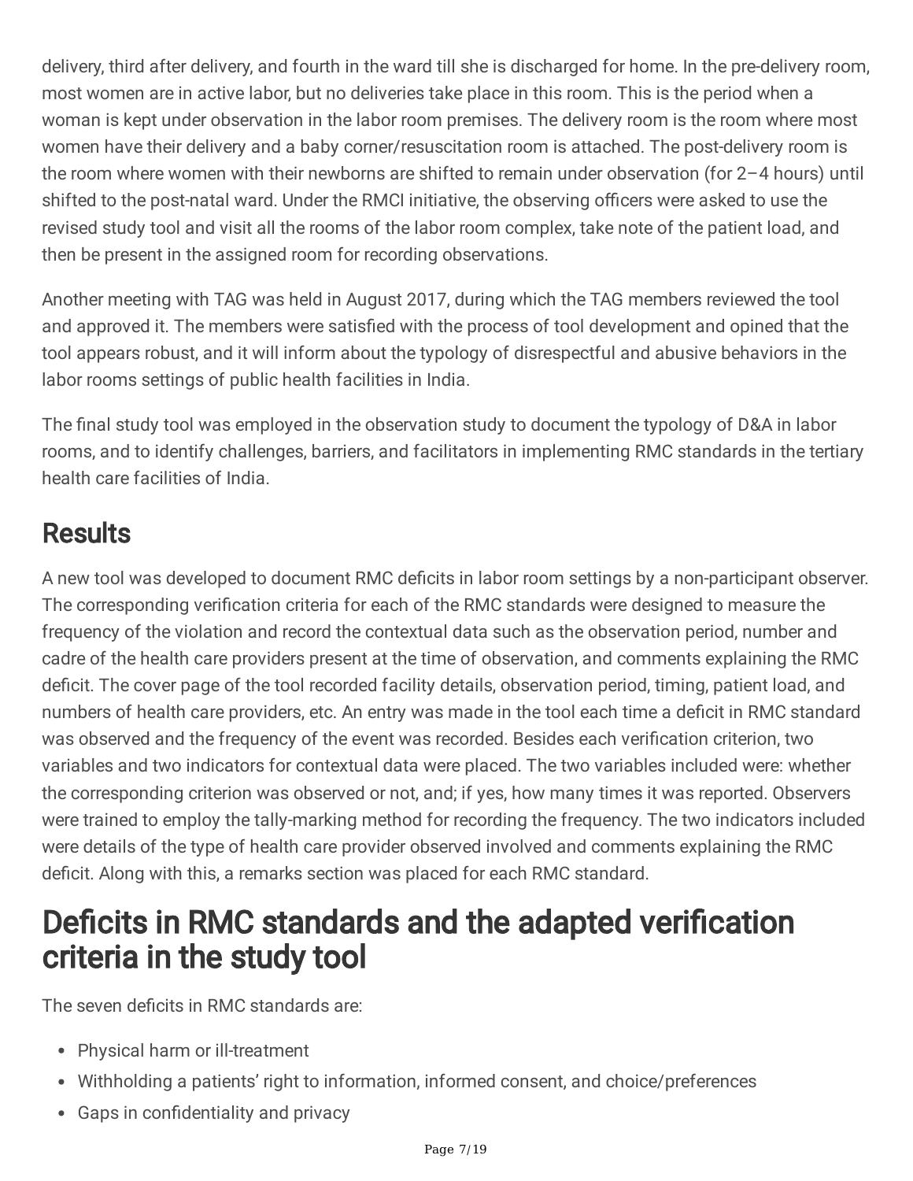delivery, third after delivery, and fourth in the ward till she is discharged for home. In the pre-delivery room, most women are in active labor, but no deliveries take place in this room. This is the period when a woman is kept under observation in the labor room premises. The delivery room is the room where most women have their delivery and a baby corner/resuscitation room is attached. The post-delivery room is the room where women with their newborns are shifted to remain under observation (for 2–4 hours) until shifted to the post-natal ward. Under the RMCI initiative, the observing officers were asked to use the revised study tool and visit all the rooms of the labor room complex, take note of the patient load, and then be present in the assigned room for recording observations.

Another meeting with TAG was held in August 2017, during which the TAG members reviewed the tool and approved it. The members were satisfied with the process of tool development and opined that the tool appears robust, and it will inform about the typology of disrespectful and abusive behaviors in the labor rooms settings of public health facilities in India.

The final study tool was employed in the observation study to document the typology of D&A in labor rooms, and to identify challenges, barriers, and facilitators in implementing RMC standards in the tertiary health care facilities of India.

## Results

A new tool was developed to document RMC deficits in labor room settings by a non-participant observer. The corresponding verification criteria for each of the RMC standards were designed to measure the frequency of the violation and record the contextual data such as the observation period, number and cadre of the health care providers present at the time of observation, and comments explaining the RMC deficit. The cover page of the tool recorded facility details, observation period, timing, patient load, and numbers of health care providers, etc. An entry was made in the tool each time a deficit in RMC standard was observed and the frequency of the event was recorded. Besides each verification criterion, two variables and two indicators for contextual data were placed. The two variables included were: whether the corresponding criterion was observed or not, and; if yes, how many times it was reported. Observers were trained to employ the tally-marking method for recording the frequency. The two indicators included were details of the type of health care provider observed involved and comments explaining the RMC deficit. Along with this, a remarks section was placed for each RMC standard.

# Deficits in RMC standards and the adapted verification criteria in the study tool

The seven deficits in RMC standards are:

- Physical harm or ill-treatment
- Withholding a patients' right to information, informed consent, and choice/preferences
- Gaps in confidentiality and privacy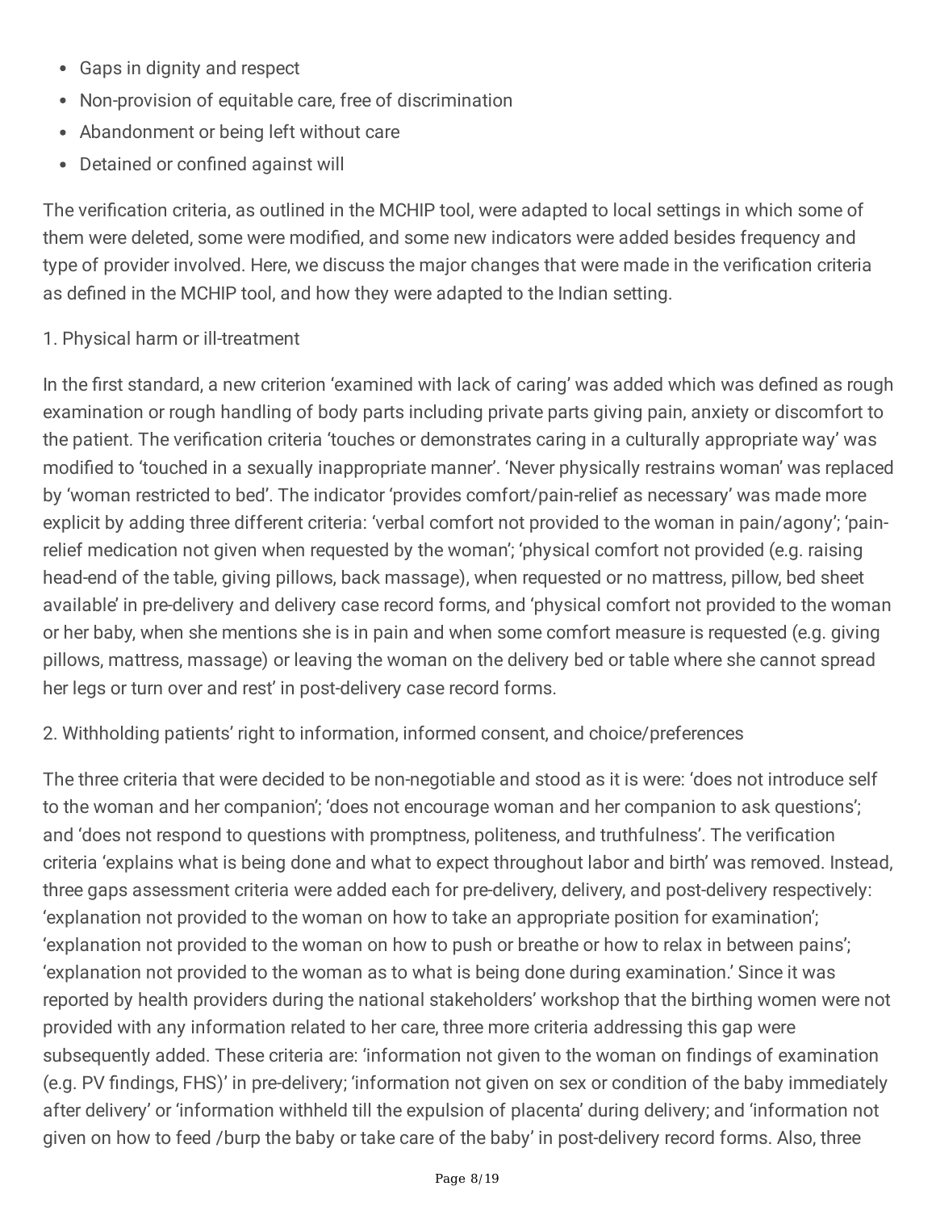- Gaps in dignity and respect
- Non-provision of equitable care, free of discrimination
- Abandonment or being left without care
- Detained or confined against will

The verification criteria, as outlined in the MCHIP tool, were adapted to local settings in which some of them were deleted, some were modified, and some new indicators were added besides frequency and type of provider involved. Here, we discuss the major changes that were made in the verification criteria as defined in the MCHIP tool, and how they were adapted to the Indian setting.

1. Physical harm or ill-treatment

In the first standard, a new criterion 'examined with lack of caring' was added which was defined as rough examination or rough handling of body parts including private parts giving pain, anxiety or discomfort to the patient. The verification criteria 'touches or demonstrates caring in a culturally appropriate way' was modified to 'touched in a sexually inappropriate manner'. 'Never physically restrains woman' was replaced by 'woman restricted to bed'. The indicator 'provides comfort/pain-relief as necessary' was made more explicit by adding three different criteria: 'verbal comfort not provided to the woman in pain/agony'; 'pain-relief medication not given when requested by the woman'; 'physical comfort not provided (e.g. raising head-end of the table, giving pillows, back massage), when requested or no mattress, pillow, bed sheet available' in pre-delivery and delivery case record forms, and 'physical comfort not provided to the woman or her baby, when she mentions she is in pain and when some comfort measure is requested (e.g. giving pillows, mattress, massage) or leaving the woman on the delivery bed or table where she cannot spread her legs or turn over and rest' in post-delivery case record forms.

2. Withholding patients' right to information, informed consent, and choice/preferences

The three criteria that were decided to be non-negotiable and stood as it is were: 'does not introduce self to the woman and her companion'; 'does not encourage woman and her companion to ask questions'; and 'does not respond to questions with promptness, politeness, and truthfulness'. The verification criteria 'explains what is being done and what to expect throughout labor and birth' was removed. Instead, three gaps assessment criteria were added each for pre-delivery, delivery, and post-delivery respectively: 'explanation not provided to the woman on how to take an appropriate position for examination'; 'explanation not provided to the woman on how to push or breathe or how to relax in between pains'; 'explanation not provided to the woman as to what is being done during examination.' Since it was reported by health providers during the national stakeholders' workshop that the birthing women were not provided with any information related to her care, three more criteria addressing this gap were subsequently added. These criteria are: 'information not given to the woman on findings of examination (e.g. PV findings, FHS)' in pre-delivery; 'information not given on sex or condition of the baby immediately after delivery' or 'information withheld till the expulsion of placenta' during delivery; and 'information not given on how to feed /burp the baby or take care of the baby' in post-delivery record forms. Also, three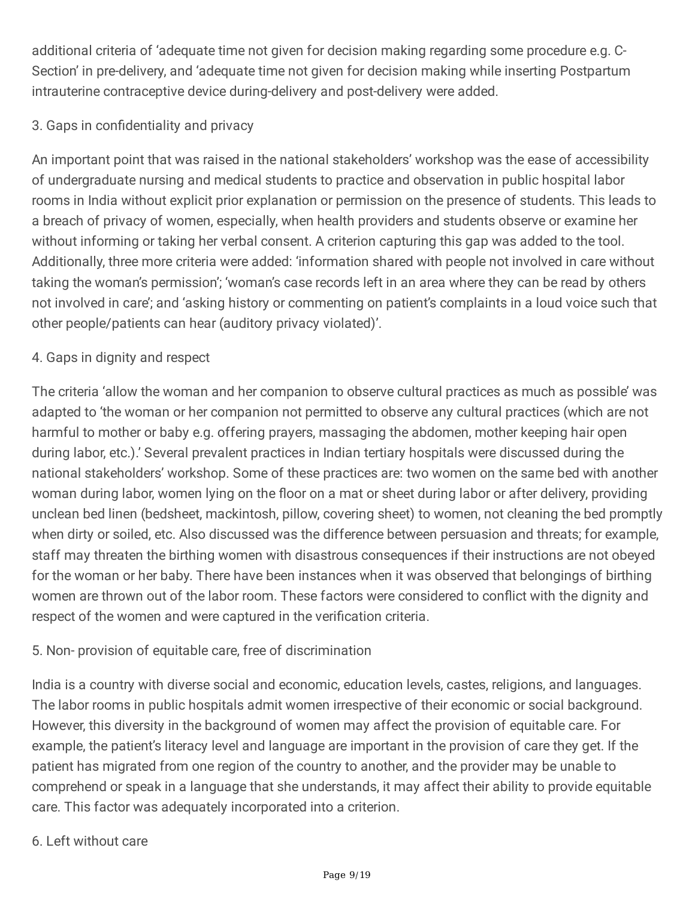additional criteria of 'adequate time not given for decision making regarding some procedure e.g. C-Section' in pre-delivery, and 'adequate time not given for decision making while inserting Postpartum intrauterine contraceptive device during-delivery and post-delivery were added.

3. Gaps in confidentiality and privacy

An important point that was raised in the national stakeholders' workshop was the ease of accessibility of undergraduate nursing and medical students to practice and observation in public hospital labor rooms in India without explicit prior explanation or permission on the presence of students. This leads to a breach of privacy of women, especially, when health providers and students observe or examine her without informing or taking her verbal consent. A criterion capturing this gap was added to the tool. Additionally, three more criteria were added: 'information shared with people not involved in care without taking the woman's permission'; 'woman's case records left in an area where they can be read by others not involved in care'; and 'asking history or commenting on patient's complaints in a loud voice such that other people/patients can hear (auditory privacy violated)'.

4. Gaps in dignity and respect

The criteria 'allow the woman and her companion to observe cultural practices as much as possible' was adapted to 'the woman or her companion not permitted to observe any cultural practices (which are not harmful to mother or baby e.g. offering prayers, massaging the abdomen, mother keeping hair open during labor, etc.).' Several prevalent practices in Indian tertiary hospitals were discussed during the national stakeholders' workshop. Some of these practices are: two women on the same bed with another woman during labor, women lying on the floor on a mat or sheet during labor or after delivery, providing unclean bed linen (bedsheet, mackintosh, pillow, covering sheet) to women, not cleaning the bed promptly when dirty or soiled, etc. Also discussed was the difference between persuasion and threats; for example, staff may threaten the birthing women with disastrous consequences if their instructions are not obeyed for the woman or her baby. There have been instances when it was observed that belongings of birthing women are thrown out of the labor room. These factors were considered to conflict with the dignity and respect of the women and were captured in the verification criteria.

5. Non- provision of equitable care, free of discrimination

India is a country with diverse social and economic, education levels, castes, religions, and languages. The labor rooms in public hospitals admit women irrespective of their economic or social background. However, this diversity in the background of women may affect the provision of equitable care. For example, the patient's literacy level and language are important in the provision of care they get. If the patient has migrated from one region of the country to another, and the provider may be unable to comprehend or speak in a language that she understands, it may affect their ability to provide equitable care. This factor was adequately incorporated into a criterion.

6. Left without care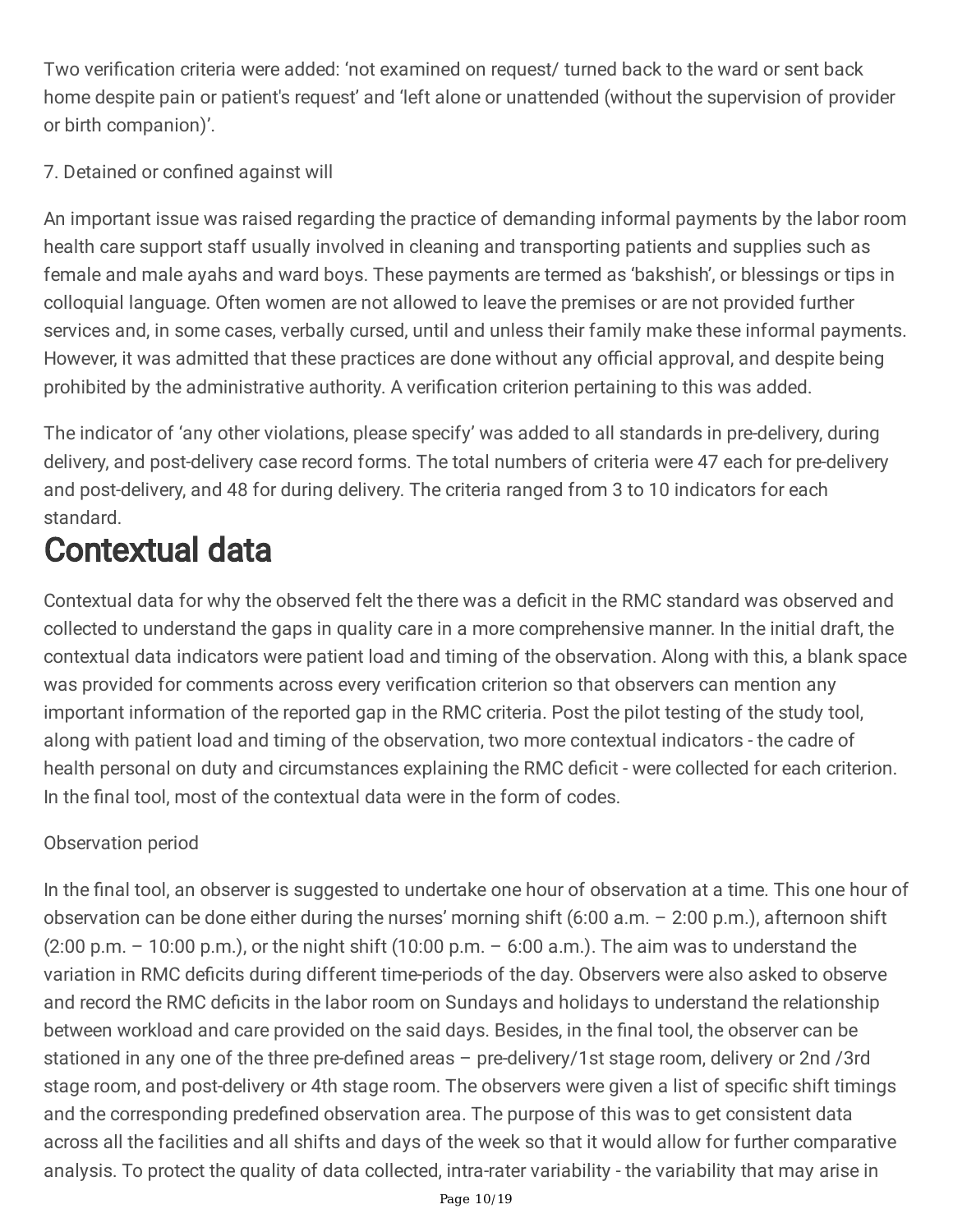Two verification criteria were added: 'not examined on request/ turned back to the ward or sent back home despite pain or patient's request' and 'left alone or unattended (without the supervision of provider or birth companion)'.

7. Detained or confined against will

An important issue was raised regarding the practice of demanding informal payments by the labor room health care support staff usually involved in cleaning and transporting patients and supplies such as female and male ayahs and ward boys. These payments are termed as 'bakshish', or blessings or tips in colloquial language. Often women are not allowed to leave the premises or are not provided further services and, in some cases, verbally cursed, until and unless their family make these informal payments. However, it was admitted that these practices are done without any official approval, and despite being prohibited by the administrative authority. A verification criterion pertaining to this was added.

The indicator of 'any other violations, please specify' was added to all standards in pre-delivery, during delivery, and post-delivery case record forms. The total numbers of criteria were 47 each for pre-delivery and post-delivery, and 48 for during delivery. The criteria ranged from 3 to 10 indicators for each standard.

# Contextual data

Contextual data for why the observed felt the there was a deficit in the RMC standard was observed and collected to understand the gaps in quality care in a more comprehensive manner. In the initial draft, the contextual data indicators were patient load and timing of the observation. Along with this, a blank space was provided for comments across every verification criterion so that observers can mention any important information of the reported gap in the RMC criteria. Post the pilot testing of the study tool, along with patient load and timing of the observation, two more contextual indicators - the cadre of health personal on duty and circumstances explaining the RMC deficit - were collected for each criterion. In the final tool, most of the contextual data were in the form of codes.

Observation period

In the final tool, an observer is suggested to undertake one hour of observation at a time. This one hour of observation can be done either during the nurses' morning shift (6:00 a.m. – 2:00 p.m.), afternoon shift (2:00 p.m. – 10:00 p.m.), or the night shift (10:00 p.m. – 6:00 a.m.). The aim was to understand the variation in RMC deficits during different time-periods of the day. Observers were also asked to observe and record the RMC deficits in the labor room on Sundays and holidays to understand the relationship between workload and care provided on the said days. Besides, in the final tool, the observer can be stationed in any one of the three pre-defined areas – pre-delivery/1st stage room, delivery or 2nd /3rd stage room, and post-delivery or 4th stage room. The observers were given a list of specific shift timings and the corresponding predefined observation area. The purpose of this was to get consistent data across all the facilities and all shifts and days of the week so that it would allow for further comparative analysis. To protect the quality of data collected, intra-rater variability - the variability that may arise in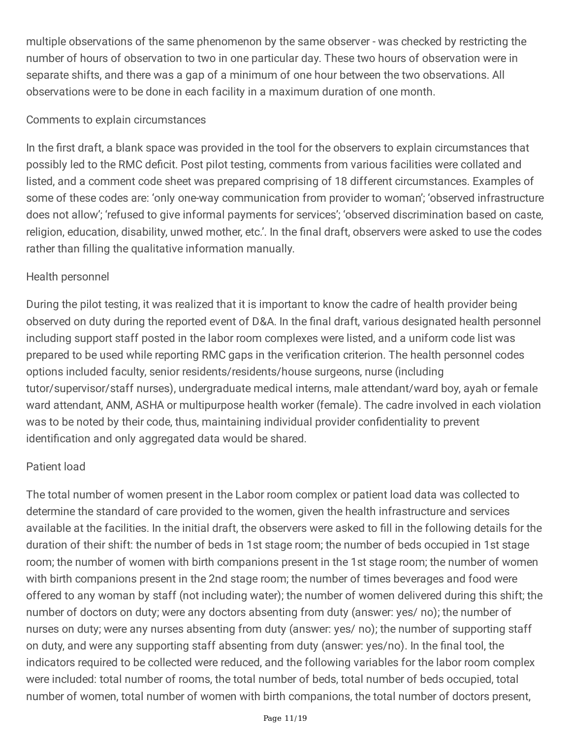multiple observations of the same phenomenon by the same observer - was checked by restricting the number of hours of observation to two in one particular day. These two hours of observation were in separate shifts, and there was a gap of a minimum of one hour between the two observations. All observations were to be done in each facility in a maximum duration of one month.

### Comments to explain circumstances

In the first draft, a blank space was provided in the tool for the observers to explain circumstances that possibly led to the RMC deficit. Post pilot testing, comments from various facilities were collated and listed, and a comment code sheet was prepared comprising of 18 different circumstances. Examples of some of these codes are: 'only one-way communication from provider to woman'; 'observed infrastructure does not allow'; 'refused to give informal payments for services'; 'observed discrimination based on caste, religion, education, disability, unwed mother, etc.'. In the final draft, observers were asked to use the codes rather than filling the qualitative information manually.

### Health personnel

During the pilot testing, it was realized that it is important to know the cadre of health provider being observed on duty during the reported event of D&A. In the final draft, various designated health personnel including support staff posted in the labor room complexes were listed, and a uniform code list was prepared to be used while reporting RMC gaps in the verification criterion. The health personnel codes options included faculty, senior residents/residents/house surgeons, nurse (including tutor/supervisor/staff nurses), undergraduate medical interns, male attendant/ward boy, ayah or female ward attendant, ANM, ASHA or multipurpose health worker (female). The cadre involved in each violation was to be noted by their code, thus, maintaining individual provider confidentiality to prevent identification and only aggregated data would be shared.

### Patient load

The total number of women present in the Labor room complex or patient load data was collected to determine the standard of care provided to the women, given the health infrastructure and services available at the facilities. In the initial draft, the observers were asked to fill in the following details for the duration of their shift: the number of beds in 1st stage room; the number of beds occupied in 1st stage room; the number of women with birth companions present in the 1st stage room; the number of women with birth companions present in the 2nd stage room; the number of times beverages and food were offered to any woman by staff (not including water); the number of women delivered during this shift; the number of doctors on duty; were any doctors absenting from duty (answer: yes/ no); the number of nurses on duty; were any nurses absenting from duty (answer: yes/ no); the number of supporting staff on duty, and were any supporting staff absenting from duty (answer: yes/no). In the final tool, the indicators required to be collected were reduced, and the following variables for the labor room complex were included: total number of rooms, the total number of beds, total number of beds occupied, total number of women, total number of women with birth companions, the total number of doctors present,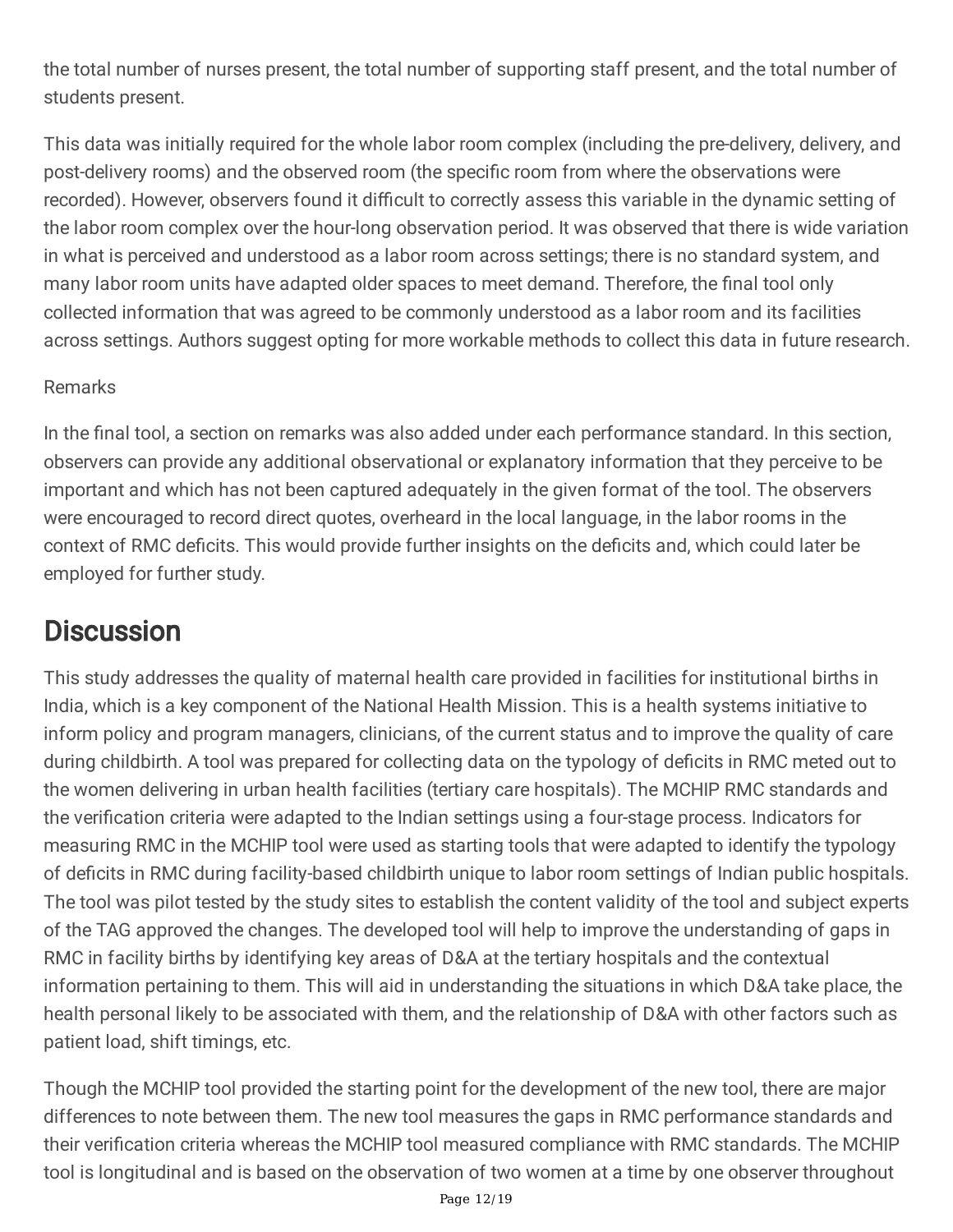the total number of nurses present, the total number of supporting staff present, and the total number of students present.

This data was initially required for the whole labor room complex (including the pre-delivery, delivery, and post-delivery rooms) and the observed room (the specific room from where the observations were recorded). However, observers found it difficult to correctly assess this variable in the dynamic setting of the labor room complex over the hour-long observation period. It was observed that there is wide variation in what is perceived and understood as a labor room across settings; there is no standard system, and many labor room units have adapted older spaces to meet demand. Therefore, the final tool only collected information that was agreed to be commonly understood as a labor room and its facilities across settings. Authors suggest opting for more workable methods to collect this data in future research.

Remarks

In the final tool, a section on remarks was also added under each performance standard. In this section, observers can provide any additional observational or explanatory information that they perceive to be important and which has not been captured adequately in the given format of the tool. The observers were encouraged to record direct quotes, overheard in the local language, in the labor rooms in the context of RMC deficits. This would provide further insights on the deficits and, which could later be employed for further study.

## Discussion

This study addresses the quality of maternal health care provided in facilities for institutional births in India, which is a key component of the National Health Mission. This is a health systems initiative to inform policy and program managers, clinicians, of the current status and to improve the quality of care during childbirth. A tool was prepared for collecting data on the typology of deficits in RMC meted out to the women delivering in urban health facilities (tertiary care hospitals). The MCHIP RMC standards and the verification criteria were adapted to the Indian settings using a four-stage process. Indicators for measuring RMC in the MCHIP tool were used as starting tools that were adapted to identify the typology of deficits in RMC during facility-based childbirth unique to labor room settings of Indian public hospitals. The tool was pilot tested by the study sites to establish the content validity of the tool and subject experts of the TAG approved the changes. The developed tool will help to improve the understanding of gaps in RMC in facility births by identifying key areas of D&A at the tertiary hospitals and the contextual information pertaining to them. This will aid in understanding the situations in which D&A take place, the health personal likely to be associated with them, and the relationship of D&A with other factors such as patient load, shift timings, etc.

Though the MCHIP tool provided the starting point for the development of the new tool, there are major differences to note between them. The new tool measures the gaps in RMC performance standards and their verification criteria whereas the MCHIP tool measured compliance with RMC standards. The MCHIP tool is longitudinal and is based on the observation of two women at a time by one observer throughout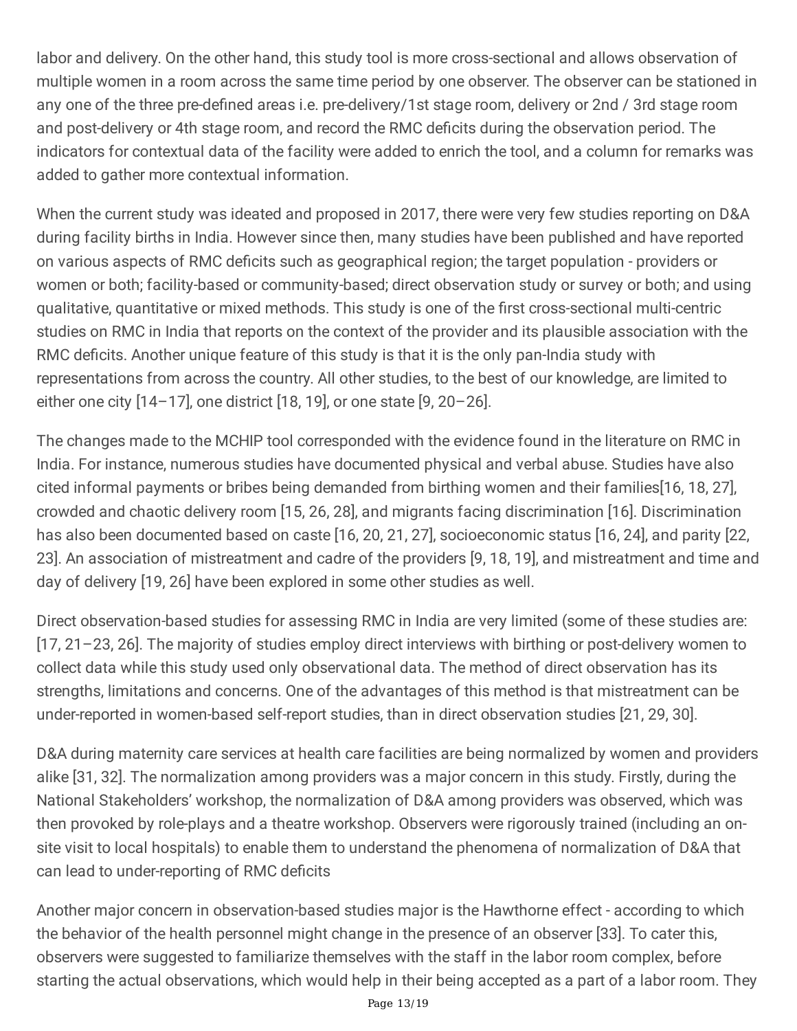labor and delivery. On the other hand, this study tool is more cross-sectional and allows observation of multiple women in a room across the same time period by one observer. The observer can be stationed in any one of the three pre-defined areas i.e. pre-delivery/1st stage room, delivery or 2nd / 3rd stage room and post-delivery or 4th stage room, and record the RMC deficits during the observation period. The indicators for contextual data of the facility were added to enrich the tool, and a column for remarks was added to gather more contextual information.

When the current study was ideated and proposed in 2017, there were very few studies reporting on D&A during facility births in India. However since then, many studies have been published and have reported on various aspects of RMC deficits such as geographical region; the target population - providers or women or both; facility-based or community-based; direct observation study or survey or both; and using qualitative, quantitative or mixed methods. This study is one of the first cross-sectional multi-centric studies on RMC in India that reports on the context of the provider and its plausible association with the RMC deficits. Another unique feature of this study is that it is the only pan-India study with representations from across the country. All other studies, to the best of our knowledge, are limited to either one city [14–17], one district [18, 19], or one state [9, 20–26].

The changes made to the MCHIP tool corresponded with the evidence found in the literature on RMC in India. For instance, numerous studies have documented physical and verbal abuse. Studies have also cited informal payments or bribes being demanded from birthing women and their families[16, 18, 27], crowded and chaotic delivery room [15, 26, 28], and migrants facing discrimination [16]. Discrimination has also been documented based on caste [16, 20, 21, 27], socioeconomic status [16, 24], and parity [22, 23]. An association of mistreatment and cadre of the providers [9, 18, 19], and mistreatment and time and day of delivery [19, 26] have been explored in some other studies as well.

Direct observation-based studies for assessing RMC in India are very limited (some of these studies are: [17, 21–23, 26]. The majority of studies employ direct interviews with birthing or post-delivery women to collect data while this study used only observational data. The method of direct observation has its strengths, limitations and concerns. One of the advantages of this method is that mistreatment can be under-reported in women-based self-report studies, than in direct observation studies [21, 29, 30].

D&A during maternity care services at health care facilities are being normalized by women and providers alike [31, 32]. The normalization among providers was a major concern in this study. Firstly, during the National Stakeholders' workshop, the normalization of D&A among providers was observed, which was then provoked by role-plays and a theatre workshop. Observers were rigorously trained (including an on-site visit to local hospitals) to enable them to understand the phenomena of normalization of D&A that can lead to under-reporting of RMC deficits

Another major concern in observation-based studies major is the Hawthorne effect - according to which the behavior of the health personnel might change in the presence of an observer [33]. To cater this, observers were suggested to familiarize themselves with the staff in the labor room complex, before starting the actual observations, which would help in their being accepted as a part of a labor room. They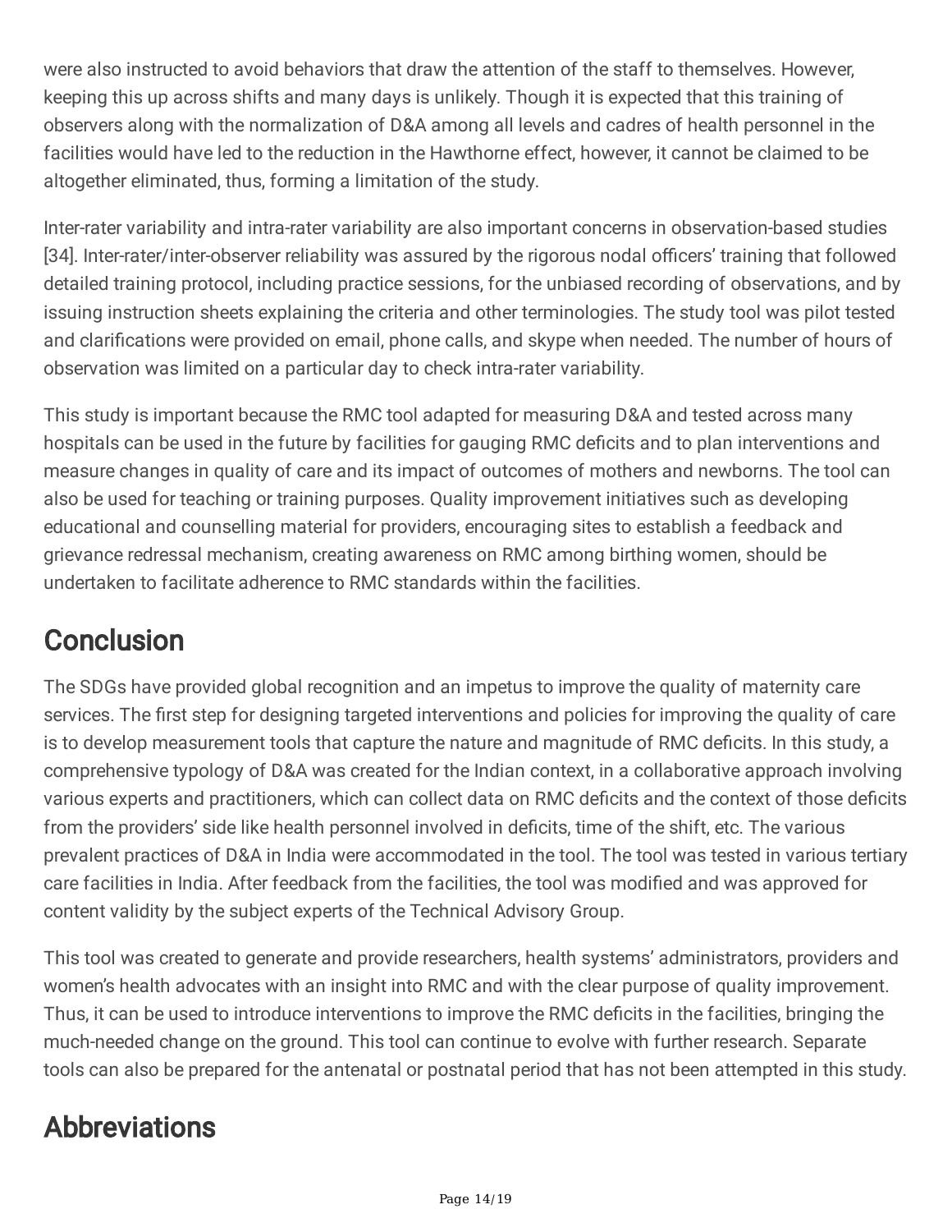were also instructed to avoid behaviors that draw the attention of the staff to themselves. However, keeping this up across shifts and many days is unlikely. Though it is expected that this training of observers along with the normalization of D&A among all levels and cadres of health personnel in the facilities would have led to the reduction in the Hawthorne effect, however, it cannot be claimed to be altogether eliminated, thus, forming a limitation of the study.

Inter-rater variability and intra-rater variability are also important concerns in observation-based studies [34]. Inter-rater/inter-observer reliability was assured by the rigorous nodal officers' training that followed detailed training protocol, including practice sessions, for the unbiased recording of observations, and by issuing instruction sheets explaining the criteria and other terminologies. The study tool was pilot tested and clarifications were provided on email, phone calls, and skype when needed. The number of hours of observation was limited on a particular day to check intra-rater variability.

This study is important because the RMC tool adapted for measuring D&A and tested across many hospitals can be used in the future by facilities for gauging RMC deficits and to plan interventions and measure changes in quality of care and its impact of outcomes of mothers and newborns. The tool can also be used for teaching or training purposes. Quality improvement initiatives such as developing educational and counselling material for providers, encouraging sites to establish a feedback and grievance redressal mechanism, creating awareness on RMC among birthing women, should be undertaken to facilitate adherence to RMC standards within the facilities.

# Conclusion

The SDGs have provided global recognition and an impetus to improve the quality of maternity care services. The first step for designing targeted interventions and policies for improving the quality of care is to develop measurement tools that capture the nature and magnitude of RMC deficits. In this study, a comprehensive typology of D&A was created for the Indian context, in a collaborative approach involving various experts and practitioners, which can collect data on RMC deficits and the context of those deficits from the providers' side like health personnel involved in deficits, time of the shift, etc. The various prevalent practices of D&A in India were accommodated in the tool. The tool was tested in various tertiary care facilities in India. After feedback from the facilities, the tool was modified and was approved for content validity by the subject experts of the Technical Advisory Group.

This tool was created to generate and provide researchers, health systems' administrators, providers and women's health advocates with an insight into RMC and with the clear purpose of quality improvement. Thus, it can be used to introduce interventions to improve the RMC deficits in the facilities, bringing the much-needed change on the ground. This tool can continue to evolve with further research. Separate tools can also be prepared for the antenatal or postnatal period that has not been attempted in this study.

# Abbreviations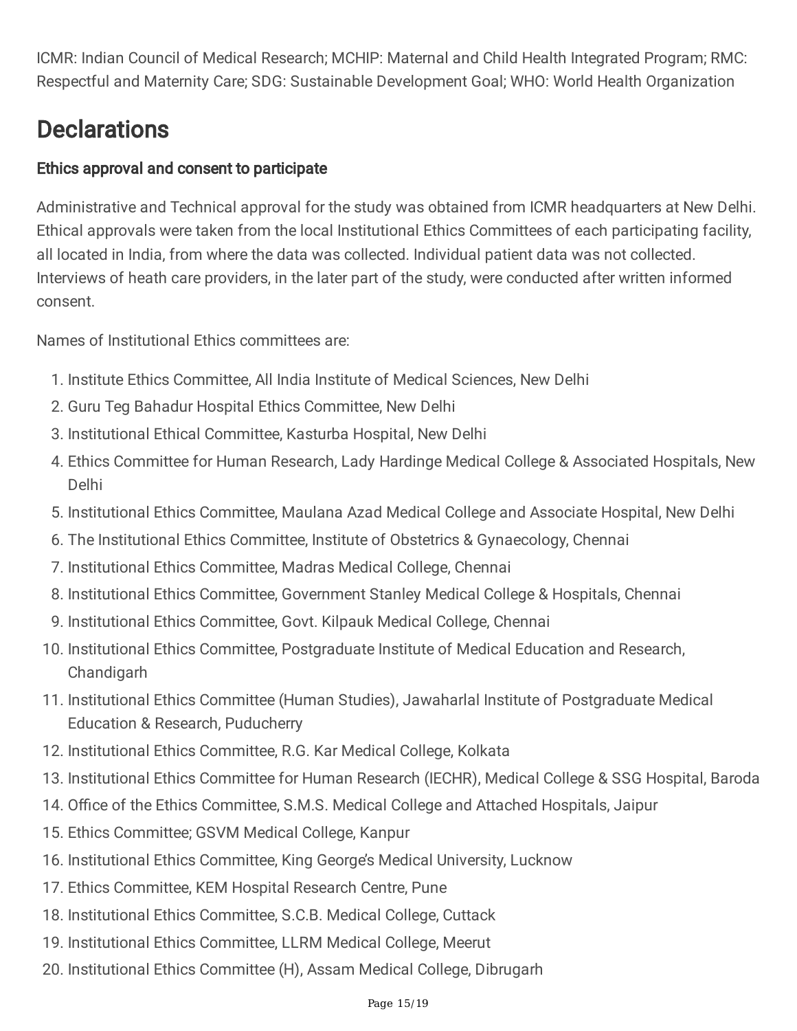ICMR: Indian Council of Medical Research; MCHIP: Maternal and Child Health Integrated Program; RMC: Respectful and Maternity Care; SDG: Sustainable Development Goal; WHO: World Health Organization

# Declarations

### Ethics approval and consent to participate

Administrative and Technical approval for the study was obtained from ICMR headquarters at New Delhi. Ethical approvals were taken from the local Institutional Ethics Committees of each participating facility, all located in India, from where the data was collected. Individual patient data was not collected. Interviews of heath care providers, in the later part of the study, were conducted after written informed consent.

Names of Institutional Ethics committees are:

1. Institute Ethics Committee, All India Institute of Medical Sciences, New Delhi
2. Guru Teg Bahadur Hospital Ethics Committee, New Delhi
3. Institutional Ethical Committee, Kasturba Hospital, New Delhi
4. Ethics Committee for Human Research, Lady Hardinge Medical College & Associated Hospitals, New Delhi
5. Institutional Ethics Committee, Maulana Azad Medical College and Associate Hospital, New Delhi
6. The Institutional Ethics Committee, Institute of Obstetrics & Gynaecology, Chennai
7. Institutional Ethics Committee, Madras Medical College, Chennai
8. Institutional Ethics Committee, Government Stanley Medical College & Hospitals, Chennai
9. Institutional Ethics Committee, Govt. Kilpauk Medical College, Chennai
10. Institutional Ethics Committee, Postgraduate Institute of Medical Education and Research, Chandigarh
11. Institutional Ethics Committee (Human Studies), Jawaharlal Institute of Postgraduate Medical Education & Research, Puducherry
12. Institutional Ethics Committee, R.G. Kar Medical College, Kolkata
13. Institutional Ethics Committee for Human Research (IECHR), Medical College & SSG Hospital, Baroda
14. Office of the Ethics Committee, S.M.S. Medical College and Attached Hospitals, Jaipur
15. Ethics Committee; GSVM Medical College, Kanpur
16. Institutional Ethics Committee, King George's Medical University, Lucknow
17. Ethics Committee, KEM Hospital Research Centre, Pune
18. Institutional Ethics Committee, S.C.B. Medical College, Cuttack
19. Institutional Ethics Committee, LLRM Medical College, Meerut
20. Institutional Ethics Committee (H), Assam Medical College, Dibrugarh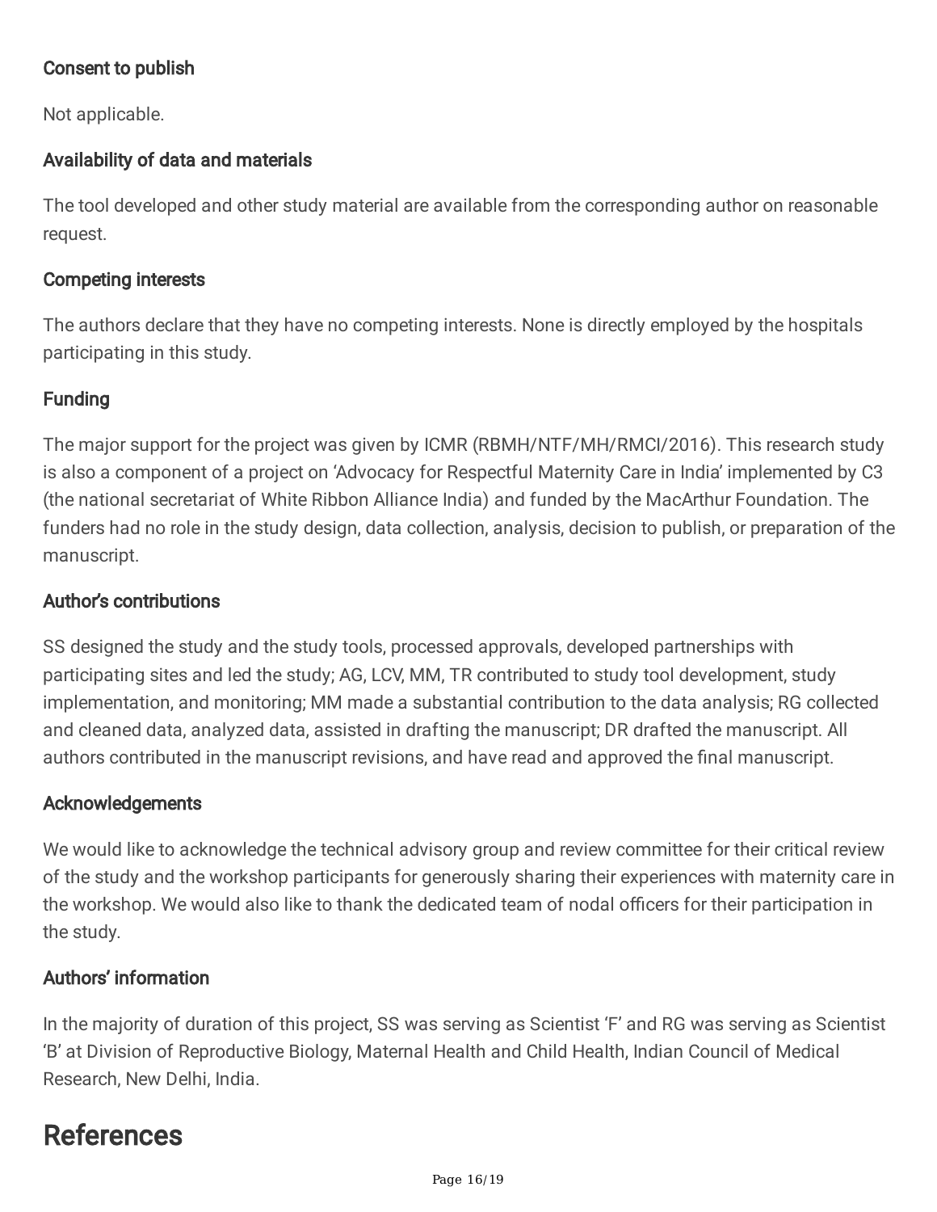### Consent to publish

Not applicable.

### Availability of data and materials

The tool developed and other study material are available from the corresponding author on reasonable request.

### Competing interests

The authors declare that they have no competing interests. None is directly employed by the hospitals participating in this study.

### Funding

The major support for the project was given by ICMR (RBMH/NTF/MH/RMCI/2016). This research study is also a component of a project on 'Advocacy for Respectful Maternity Care in India' implemented by C3 (the national secretariat of White Ribbon Alliance India) and funded by the MacArthur Foundation. The funders had no role in the study design, data collection, analysis, decision to publish, or preparation of the manuscript.

### Author's contributions

SS designed the study and the study tools, processed approvals, developed partnerships with participating sites and led the study; AG, LCV, MM, TR contributed to study tool development, study implementation, and monitoring; MM made a substantial contribution to the data analysis; RG collected and cleaned data, analyzed data, assisted in drafting the manuscript; DR drafted the manuscript. All authors contributed in the manuscript revisions, and have read and approved the final manuscript.

### Acknowledgements

We would like to acknowledge the technical advisory group and review committee for their critical review of the study and the workshop participants for generously sharing their experiences with maternity care in the workshop. We would also like to thank the dedicated team of nodal officers for their participation in the study.

### Authors' information

In the majority of duration of this project, SS was serving as Scientist 'F' and RG was serving as Scientist 'B' at Division of Reproductive Biology, Maternal Health and Child Health, Indian Council of Medical Research, New Delhi, India.

## References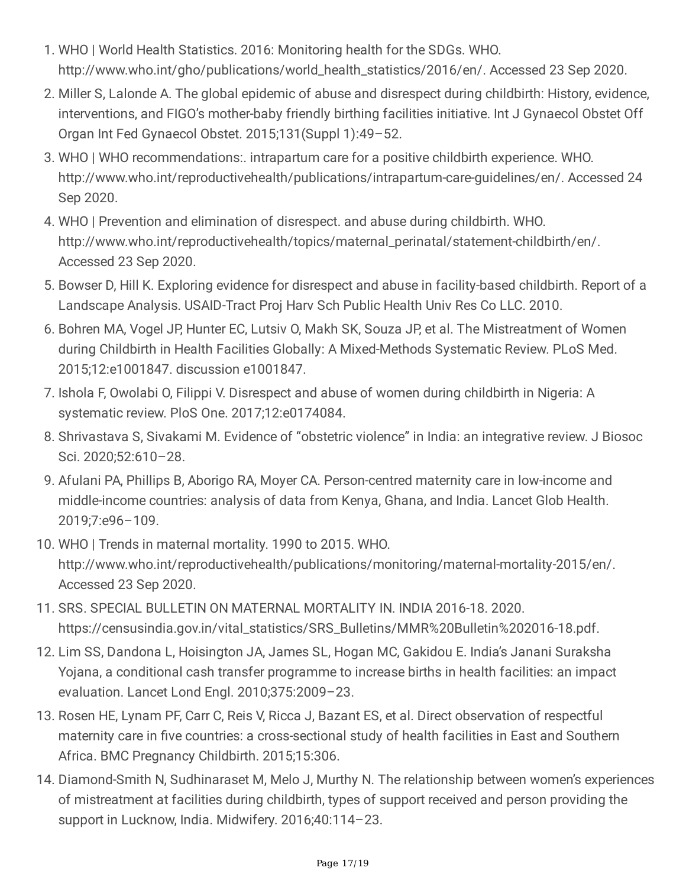1. WHO | World Health Statistics. 2016: Monitoring health for the SDGs. WHO. http://www.who.int/gho/publications/world_health_statistics/2016/en/. Accessed 23 Sep 2020.
2. Miller S, Lalonde A. The global epidemic of abuse and disrespect during childbirth: History, evidence, interventions, and FIGO's mother-baby friendly birthing facilities initiative. Int J Gynaecol Obstet Off Organ Int Fed Gynaecol Obstet. 2015;131(Suppl 1):49–52.
3. WHO | WHO recommendations:. intrapartum care for a positive childbirth experience. WHO. http://www.who.int/reproductivehealth/publications/intrapartum-care-guidelines/en/. Accessed 24 Sep 2020.
4. WHO | Prevention and elimination of disrespect. and abuse during childbirth. WHO. http://www.who.int/reproductivehealth/topics/maternal_perinatal/statement-childbirth/en/. Accessed 23 Sep 2020.
5. Bowser D, Hill K. Exploring evidence for disrespect and abuse in facility-based childbirth. Report of a Landscape Analysis. USAID-Tract Proj Harv Sch Public Health Univ Res Co LLC. 2010.
6. Bohren MA, Vogel JP, Hunter EC, Lutsiv O, Makh SK, Souza JP, et al. The Mistreatment of Women during Childbirth in Health Facilities Globally: A Mixed-Methods Systematic Review. PLoS Med. 2015;12:e1001847. discussion e1001847.
7. Ishola F, Owolabi O, Filippi V. Disrespect and abuse of women during childbirth in Nigeria: A systematic review. PloS One. 2017;12:e0174084.
8. Shrivastava S, Sivakami M. Evidence of "obstetric violence" in India: an integrative review. J Biosoc Sci. 2020;52:610–28.
9. Afulani PA, Phillips B, Aborigo RA, Moyer CA. Person-centred maternity care in low-income and middle-income countries: analysis of data from Kenya, Ghana, and India. Lancet Glob Health. 2019;7:e96–109.
10. WHO | Trends in maternal mortality. 1990 to 2015. WHO. http://www.who.int/reproductivehealth/publications/monitoring/maternal-mortality-2015/en/. Accessed 23 Sep 2020.
11. SRS. SPECIAL BULLETIN ON MATERNAL MORTALITY IN. INDIA 2016-18. 2020. https://censusindia.gov.in/vital_statistics/SRS_Bulletins/MMR%20Bulletin%202016-18.pdf.
12. Lim SS, Dandona L, Hoisington JA, James SL, Hogan MC, Gakidou E. India's Janani Suraksha Yojana, a conditional cash transfer programme to increase births in health facilities: an impact evaluation. Lancet Lond Engl. 2010;375:2009–23.
13. Rosen HE, Lynam PF, Carr C, Reis V, Ricca J, Bazant ES, et al. Direct observation of respectful maternity care in five countries: a cross-sectional study of health facilities in East and Southern Africa. BMC Pregnancy Childbirth. 2015;15:306.
14. Diamond-Smith N, Sudhinaraset M, Melo J, Murthy N. The relationship between women's experiences of mistreatment at facilities during childbirth, types of support received and person providing the support in Lucknow, India. Midwifery. 2016;40:114–23.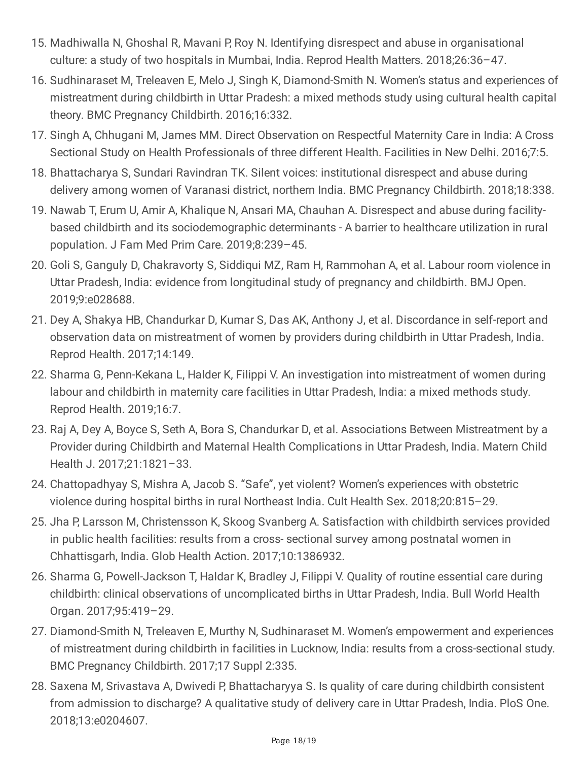15. Madhiwalla N, Ghoshal R, Mavani P, Roy N. Identifying disrespect and abuse in organisational culture: a study of two hospitals in Mumbai, India. Reprod Health Matters. 2018;26:36–47.
16. Sudhinaraset M, Treleaven E, Melo J, Singh K, Diamond-Smith N. Women's status and experiences of mistreatment during childbirth in Uttar Pradesh: a mixed methods study using cultural health capital theory. BMC Pregnancy Childbirth. 2016;16:332.
17. Singh A, Chhugani M, James MM. Direct Observation on Respectful Maternity Care in India: A Cross Sectional Study on Health Professionals of three different Health. Facilities in New Delhi. 2016;7:5.
18. Bhattacharya S, Sundari Ravindran TK. Silent voices: institutional disrespect and abuse during delivery among women of Varanasi district, northern India. BMC Pregnancy Childbirth. 2018;18:338.
19. Nawab T, Erum U, Amir A, Khalique N, Ansari MA, Chauhan A. Disrespect and abuse during facility-based childbirth and its sociodemographic determinants - A barrier to healthcare utilization in rural population. J Fam Med Prim Care. 2019;8:239–45.
20. Goli S, Ganguly D, Chakravorty S, Siddiqui MZ, Ram H, Rammohan A, et al. Labour room violence in Uttar Pradesh, India: evidence from longitudinal study of pregnancy and childbirth. BMJ Open. 2019;9:e028688.
21. Dey A, Shakya HB, Chandurkar D, Kumar S, Das AK, Anthony J, et al. Discordance in self-report and observation data on mistreatment of women by providers during childbirth in Uttar Pradesh, India. Reprod Health. 2017;14:149.
22. Sharma G, Penn-Kekana L, Halder K, Filippi V. An investigation into mistreatment of women during labour and childbirth in maternity care facilities in Uttar Pradesh, India: a mixed methods study. Reprod Health. 2019;16:7.
23. Raj A, Dey A, Boyce S, Seth A, Bora S, Chandurkar D, et al. Associations Between Mistreatment by a Provider during Childbirth and Maternal Health Complications in Uttar Pradesh, India. Matern Child Health J. 2017;21:1821–33.
24. Chattopadhyay S, Mishra A, Jacob S. "Safe", yet violent? Women's experiences with obstetric violence during hospital births in rural Northeast India. Cult Health Sex. 2018;20:815–29.
25. Jha P, Larsson M, Christensson K, Skoog Svanberg A. Satisfaction with childbirth services provided in public health facilities: results from a cross- sectional survey among postnatal women in Chhattisgarh, India. Glob Health Action. 2017;10:1386932.
26. Sharma G, Powell-Jackson T, Haldar K, Bradley J, Filippi V. Quality of routine essential care during childbirth: clinical observations of uncomplicated births in Uttar Pradesh, India. Bull World Health Organ. 2017;95:419–29.
27. Diamond-Smith N, Treleaven E, Murthy N, Sudhinaraset M. Women's empowerment and experiences of mistreatment during childbirth in facilities in Lucknow, India: results from a cross-sectional study. BMC Pregnancy Childbirth. 2017;17 Suppl 2:335.
28. Saxena M, Srivastava A, Dwivedi P, Bhattacharyya S. Is quality of care during childbirth consistent from admission to discharge? A qualitative study of delivery care in Uttar Pradesh, India. PloS One. 2018;13:e0204607.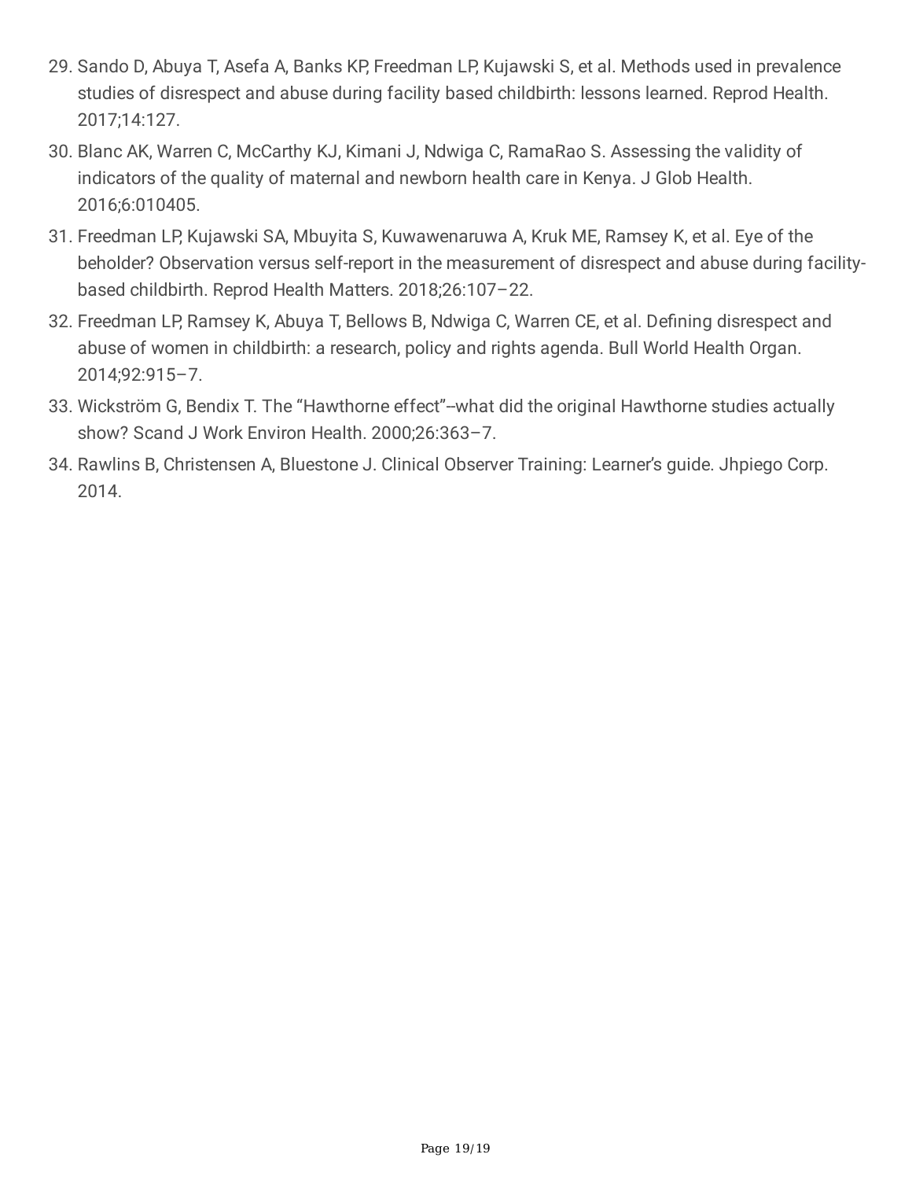29. Sando D, Abuya T, Asefa A, Banks KP, Freedman LP, Kujawski S, et al. Methods used in prevalence studies of disrespect and abuse during facility based childbirth: lessons learned. Reprod Health. 2017;14:127.
30. Blanc AK, Warren C, McCarthy KJ, Kimani J, Ndwiga C, RamaRao S. Assessing the validity of indicators of the quality of maternal and newborn health care in Kenya. J Glob Health. 2016;6:010405.
31. Freedman LP, Kujawski SA, Mbuyita S, Kuwawenaruwa A, Kruk ME, Ramsey K, et al. Eye of the beholder? Observation versus self-report in the measurement of disrespect and abuse during facility-based childbirth. Reprod Health Matters. 2018;26:107–22.
32. Freedman LP, Ramsey K, Abuya T, Bellows B, Ndwiga C, Warren CE, et al. Defining disrespect and abuse of women in childbirth: a research, policy and rights agenda. Bull World Health Organ. 2014;92:915–7.
33. Wickström G, Bendix T. The "Hawthorne effect"--what did the original Hawthorne studies actually show? Scand J Work Environ Health. 2000;26:363–7.
34. Rawlins B, Christensen A, Bluestone J. Clinical Observer Training: Learner's guide. Jhpiego Corp. 2014.